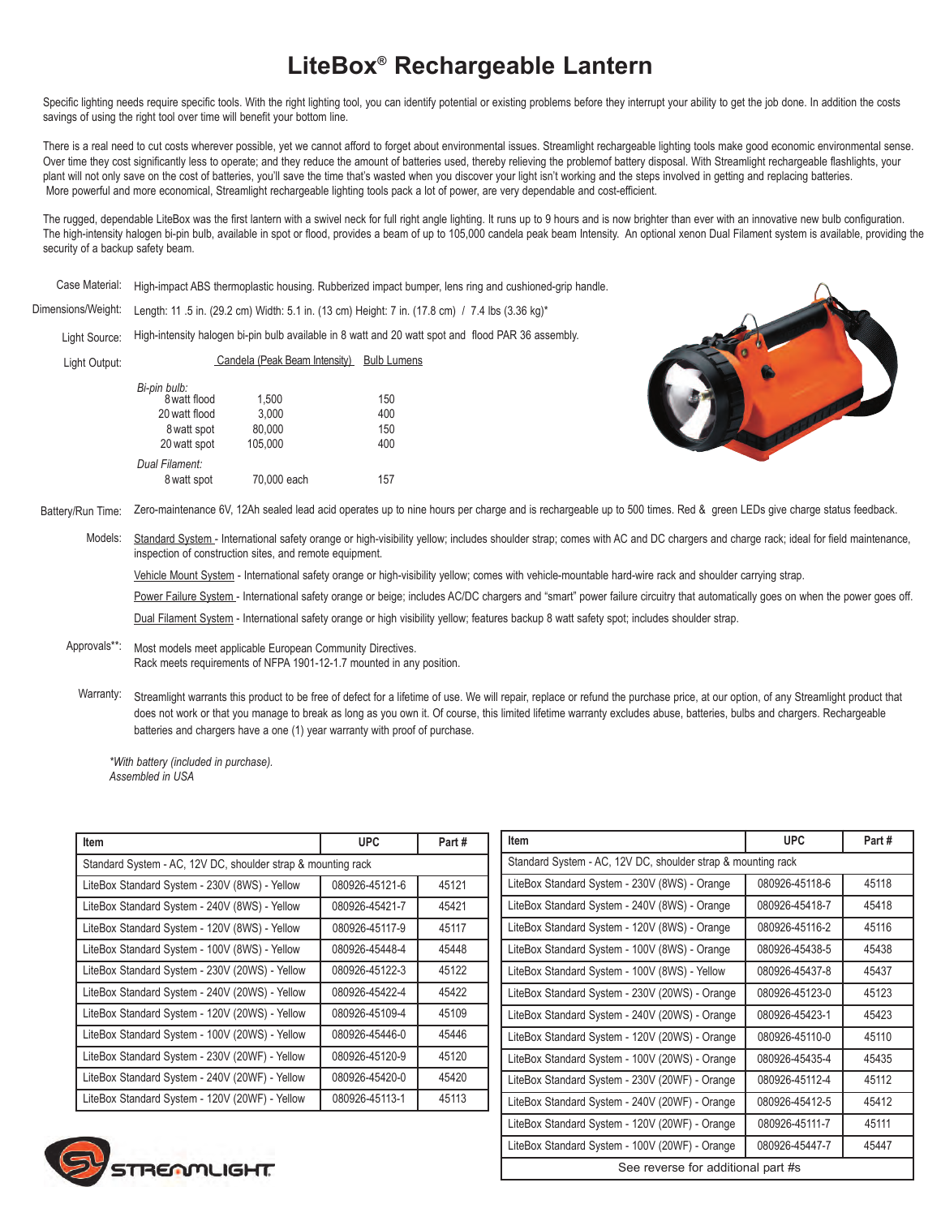# LiteBox® Rechargeable Lantern

Specific lighting needs require specific tools. With the right lighting tool, you can identify potential or existing problems before they interrupt your ability to get the job done. In addition the costs savings of using the right tool over time will benefit your bottom line.

There is a real need to cut costs wherever possible, yet we cannot afford to forget about environmental issues. Streamlight rechargeable lighting tools make good economic environmental sense. Over time they cost significantly less to operate; and they reduce the amount of batteries used, thereby relieving the problemof battery disposal. With Streamlight rechargeable flashlights, your plant will not only save on the cost of batteries, you'll save the time that's wasted when you discover your light isn't working and the steps involved in getting and replacing batteries. More powerful and more economical, Streamlight rechargeable lighting tools pack a lot of power, are very dependable and cost-efficient.

The rugged, dependable LiteBox was the first lantern with a swivel neck for full right angle lighting. It runs up to 9 hours and is now brighter than ever with an innovative new bulb configuration. The high-intensity halogen bi-pin bulb, available in spot or flood, provides a beam of up to 105,000 candela peak beam Intensity. An optional xenon Dual Filament system is available, providing the security of a backup safety beam.

**Case Material:** High-impact ABS thermoplastic housing. Rubberized impact bumper, lens ring and cushioned-grip handle.

**Dimensions/Weight:** Length: 11 .5 in. (29.2 cm) Width: 5.1 in. (13 cm) Height: 7 in. (17.8 cm) / 7.4 lbs (3.36 kg)*

**Light Source:** High-intensity halogen bi-pin bulb available in 8 watt and 20 watt spot and flood PAR 36 assembly.

**Light Output:**

| | Candela (Peak Beam Intensity) | Bulb Lumens |
|---|---|---|
| *Bi-pin bulb:* | | |
| 8 watt flood | 1,500 | 150 |
| 20 watt flood | 3,000 | 400 |
| 8 watt spot | 80,000 | 150 |
| 20 watt spot | 105,000 | 400 |
| *Dual Filament:* | | |
| 8 watt spot | 70,000 each | 157 |

**Battery/Run Time:** Zero-maintenance 6V, 12Ah sealed lead acid operates up to nine hours per charge and is rechargeable up to 500 times. Red & green LEDs give charge status feedback.

**Models:** Standard System - International safety orange or high-visibility yellow; includes shoulder strap; comes with AC and DC chargers and charge rack; ideal for field maintenance, inspection of construction sites, and remote equipment.

Vehicle Mount System - International safety orange or high-visibility yellow; comes with vehicle-mountable hard-wire rack and shoulder carrying strap.

Power Failure System - International safety orange or beige; includes AC/DC chargers and "smart" power failure circuitry that automatically goes on when the power goes off.

Dual Filament System - International safety orange or high visibility yellow; features backup 8 watt safety spot; includes shoulder strap.

**Approvals\*\*:** Most models meet applicable European Community Directives.
Rack meets requirements of NFPA 1901-12-1.7 mounted in any position.

**Warranty:** Streamlight warrants this product to be free of defect for a lifetime of use. We will repair, replace or refund the purchase price, at our option, of any Streamlight product that does not work or that you manage to break as long as you own it. Of course, this limited lifetime warranty excludes abuse, batteries, bulbs and chargers. Rechargeable batteries and chargers have a one (1) year warranty with proof of purchase.

*\*With battery (included in purchase).*
*Assembled in USA*

| Item | UPC | Part # |
|---|---|---|
| Standard System - AC, 12V DC, shoulder strap & mounting rack | | |
| LiteBox Standard System - 230V (8WS) - Yellow | 080926-45121-6 | 45121 |
| LiteBox Standard System - 240V (8WS) - Yellow | 080926-45421-7 | 45421 |
| LiteBox Standard System - 120V (8WS) - Yellow | 080926-45117-9 | 45117 |
| LiteBox Standard System - 100V (8WS) - Yellow | 080926-45448-4 | 45448 |
| LiteBox Standard System - 230V (20WS) - Yellow | 080926-45122-3 | 45122 |
| LiteBox Standard System - 240V (20WS) - Yellow | 080926-45422-4 | 45422 |
| LiteBox Standard System - 120V (20WS) - Yellow | 080926-45109-4 | 45109 |
| LiteBox Standard System - 100V (20WS) - Yellow | 080926-45446-0 | 45446 |
| LiteBox Standard System - 230V (20WF) - Yellow | 080926-45120-9 | 45120 |
| LiteBox Standard System - 240V (20WF) - Yellow | 080926-45420-0 | 45420 |
| LiteBox Standard System - 120V (20WF) - Yellow | 080926-45113-1 | 45113 |

| Item | UPC | Part # |
|---|---|---|
| Standard System - AC, 12V DC, shoulder strap & mounting rack | | |
| LiteBox Standard System - 230V (8WS) - Orange | 080926-45118-6 | 45118 |
| LiteBox Standard System - 240V (8WS) - Orange | 080926-45418-7 | 45418 |
| LiteBox Standard System - 120V (8WS) - Orange | 080926-45116-2 | 45116 |
| LiteBox Standard System - 100V (8WS) - Orange | 080926-45438-5 | 45438 |
| LiteBox Standard System - 100V (8WS) - Yellow | 080926-45437-8 | 45437 |
| LiteBox Standard System - 230V (20WS) - Orange | 080926-45123-0 | 45123 |
| LiteBox Standard System - 240V (20WS) - Orange | 080926-45423-1 | 45423 |
| LiteBox Standard System - 120V (20WS) - Orange | 080926-45110-0 | 45110 |
| LiteBox Standard System - 100V (20WS) - Orange | 080926-45435-4 | 45435 |
| LiteBox Standard System - 230V (20WF) - Orange | 080926-45112-4 | 45112 |
| LiteBox Standard System - 240V (20WF) - Orange | 080926-45412-5 | 45412 |
| LiteBox Standard System - 120V (20WF) - Orange | 080926-45111-7 | 45111 |
| LiteBox Standard System - 100V (20WF) - Orange | 080926-45447-7 | 45447 |
| See reverse for additional part #s | | |

STREAMLIGHT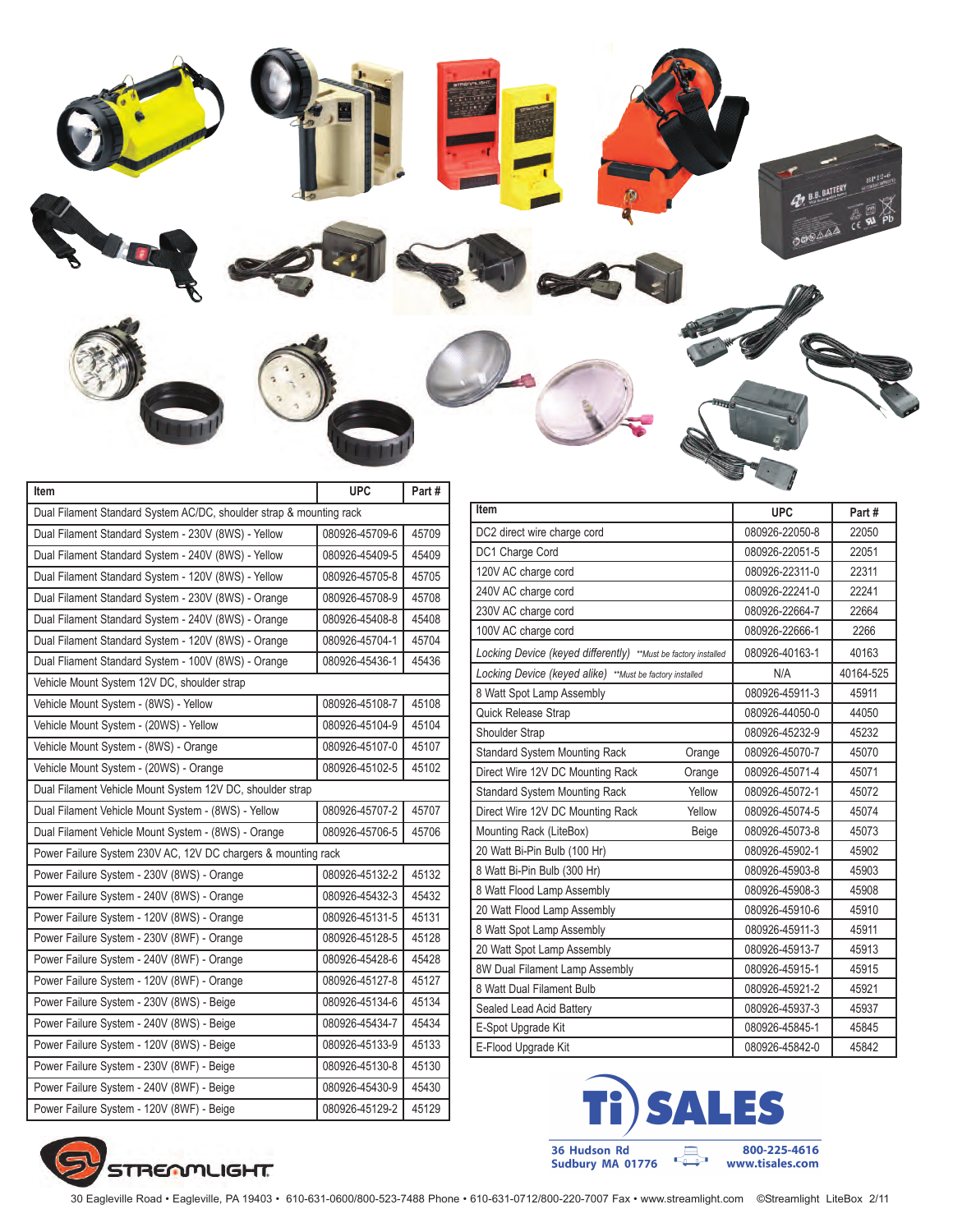| Item | UPC | Part # |
|---|---|---|
| Dual Filament Standard System AC/DC, shoulder strap & mounting rack | | |
| Dual Filament Standard System - 230V (8WS) - Yellow | 080926-45709-6 | 45709 |
| Dual Filament Standard System - 240V (8WS) - Yellow | 080926-45409-5 | 45409 |
| Dual Filament Standard System - 120V (8WS) - Yellow | 080926-45705-8 | 45705 |
| Dual Filament Standard System - 230V (8WS) - Orange | 080926-45708-9 | 45708 |
| Dual Filament Standard System - 240V (8WS) - Orange | 080926-45408-8 | 45408 |
| Dual Filament Standard System - 120V (8WS) - Orange | 080926-45704-1 | 45704 |
| Dual Filament Standard System - 100V (8WS) - Orange | 080926-45436-1 | 45436 |
| Vehicle Mount System 12V DC, shoulder strap | | |
| Vehicle Mount System - (8WS) - Yellow | 080926-45108-7 | 45108 |
| Vehicle Mount System - (20WS) - Yellow | 080926-45104-9 | 45104 |
| Vehicle Mount System - (8WS) - Orange | 080926-45107-0 | 45107 |
| Vehicle Mount System - (20WS) - Orange | 080926-45102-5 | 45102 |
| Dual Filament Vehicle Mount System 12V DC, shoulder strap | | |
| Dual Filament Vehicle Mount System - (8WS) - Yellow | 080926-45707-2 | 45707 |
| Dual Filament Vehicle Mount System - (8WS) - Orange | 080926-45706-5 | 45706 |
| Power Failure System 230V AC, 12V DC chargers & mounting rack | | |
| Power Failure System - 230V (8WS) - Orange | 080926-45132-2 | 45132 |
| Power Failure System - 240V (8WS) - Orange | 080926-45432-3 | 45432 |
| Power Failure System - 120V (8WS) - Orange | 080926-45131-5 | 45131 |
| Power Failure System - 230V (8WF) - Orange | 080926-45128-5 | 45128 |
| Power Failure System - 240V (8WF) - Orange | 080926-45428-6 | 45428 |
| Power Failure System - 120V (8WF) - Orange | 080926-45127-8 | 45127 |
| Power Failure System - 230V (8WS) - Beige | 080926-45134-6 | 45134 |
| Power Failure System - 240V (8WS) - Beige | 080926-45434-7 | 45434 |
| Power Failure System - 120V (8WS) - Beige | 080926-45133-9 | 45133 |
| Power Failure System - 230V (8WF) - Beige | 080926-45130-8 | 45130 |
| Power Failure System - 240V (8WF) - Beige | 080926-45430-9 | 45430 |
| Power Failure System - 120V (8WF) - Beige | 080926-45129-2 | 45129 |

| Item | | UPC | Part # |
|---|---|---|---|
| DC2 direct wire charge cord | | 080926-22050-8 | 22050 |
| DC1 Charge Cord | | 080926-22051-5 | 22051 |
| 120V AC charge cord | | 080926-22311-0 | 22311 |
| 240V AC charge cord | | 080926-22241-0 | 22241 |
| 230V AC charge cord | | 080926-22664-7 | 22664 |
| 100V AC charge cord | | 080926-22666-1 | 2266 |
| *Locking Device (keyed differently)* **Must be factory installed | | 080926-40163-1 | 40163 |
| *Locking Device (keyed alike)* **Must be factory installed | | N/A | 40164-525 |
| 8 Watt Spot Lamp Assembly | | 080926-45911-3 | 45911 |
| Quick Release Strap | | 080926-44050-0 | 44050 |
| Shoulder Strap | | 080926-45232-9 | 45232 |
| Standard System Mounting Rack | Orange | 080926-45070-7 | 45070 |
| Direct Wire 12V DC Mounting Rack | Orange | 080926-45071-4 | 45071 |
| Standard System Mounting Rack | Yellow | 080926-45072-1 | 45072 |
| Direct Wire 12V DC Mounting Rack | Yellow | 080926-45074-5 | 45074 |
| Mounting Rack (LiteBox) | Beige | 080926-45073-8 | 45073 |
| 20 Watt Bi-Pin Bulb (100 Hr) | | 080926-45902-1 | 45902 |
| 8 Watt Bi-Pin Bulb (300 Hr) | | 080926-45903-8 | 45903 |
| 8 Watt Flood Lamp Assembly | | 080926-45908-3 | 45908 |
| 20 Watt Flood Lamp Assembly | | 080926-45910-6 | 45910 |
| 8 Watt Spot Lamp Assembly | | 080926-45911-3 | 45911 |
| 20 Watt Spot Lamp Assembly | | 080926-45913-7 | 45913 |
| 8W Dual Filament Lamp Assembly | | 080926-45915-1 | 45915 |
| 8 Watt Dual Filament Bulb | | 080926-45921-2 | 45921 |
| Sealed Lead Acid Battery | | 080926-45937-3 | 45937 |
| E-Spot Upgrade Kit | | 080926-45845-1 | 45845 |
| E-Flood Upgrade Kit | | 080926-45842-0 | 45842 |

**Ti SALES**

36 Hudson Rd
Sudbury MA 01776

800-225-4616
www.tisales.com

STREAMLIGHT

30 Eagleville Road • Eagleville, PA 19403 • 610-631-0600/800-523-7488 Phone • 610-631-0712/800-220-7007 Fax • www.streamlight.com ©Streamlight LiteBox 2/11